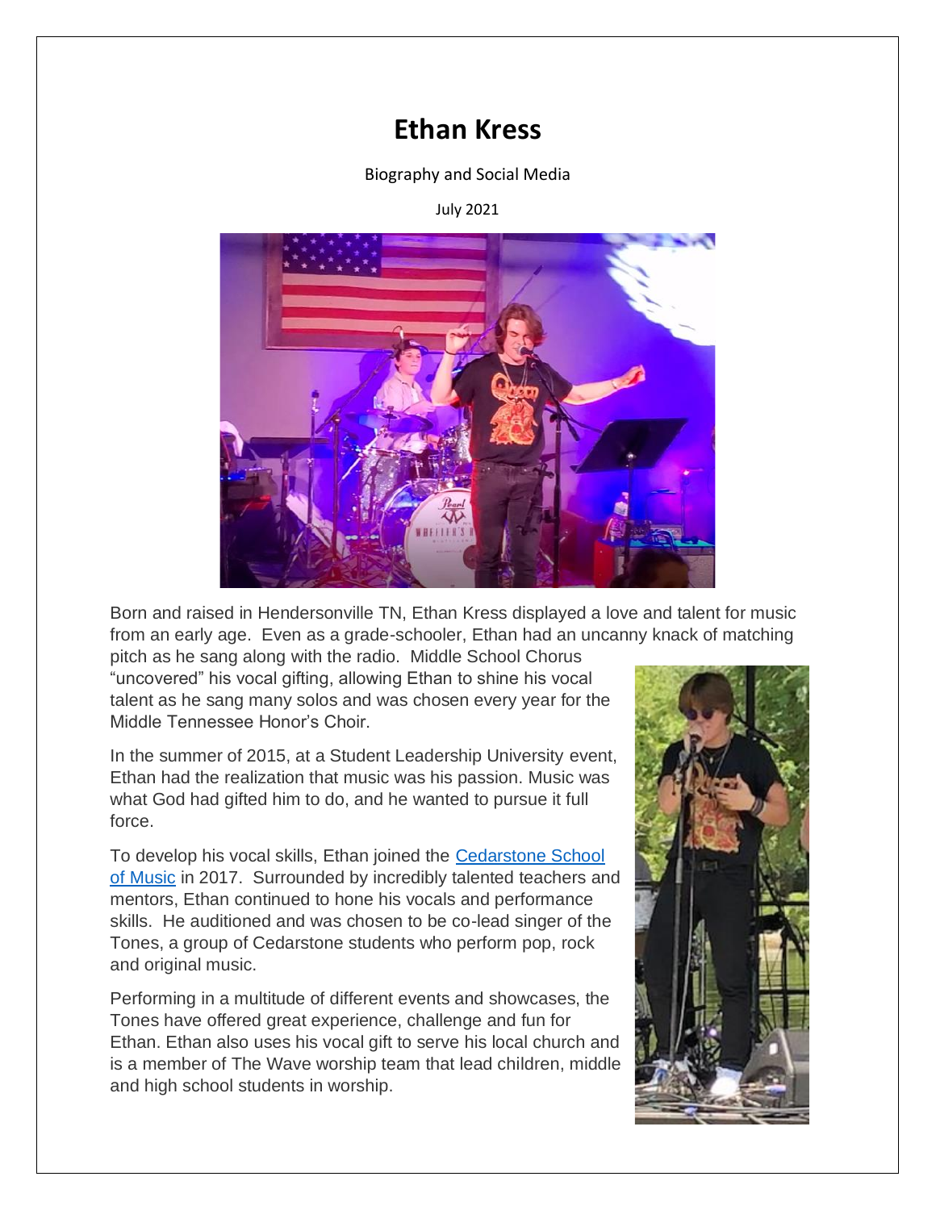# Ethan Kress

Biography and Social Media

July 2021

Born and raised in Hendersonville TN, Ethan Kress displayed a love and talent for music from an early age. Even as a grade-schooler, Ethan had an uncanny knack of matching pitch as he sang along with the radio. Middle School Chorus "uncovered" his vocal gifting, allowing Ethan to shine his vocal talent as he sang many solos and was chosen every year for the Middle Tennessee Honor's Choir.

In the summer of 2015, at a Student Leadership University event, Ethan had the realization that music was his passion. Music was what God had gifted him to do, and he wanted to pursue it full force.

To develop his vocal skills, Ethan joined the [Cedarstone School of Music] in 2017. Surrounded by incredibly talented teachers and mentors, Ethan continued to hone his vocals and performance skills. He auditioned and was chosen to be co-lead singer of the Tones, a group of Cedarstone students who perform pop, rock and original music.

Performing in a multitude of different events and showcases, the Tones have offered great experience, challenge and fun for Ethan. Ethan also uses his vocal gift to serve his local church and is a member of The Wave worship team that lead children, middle and high school students in worship.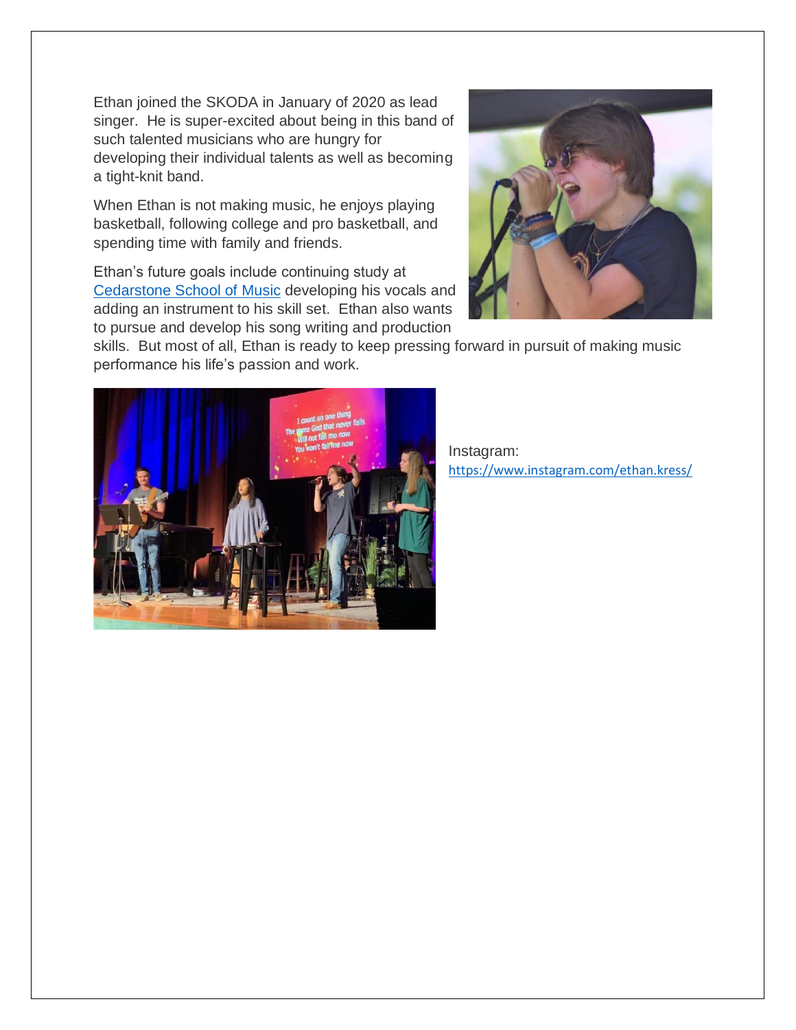Ethan joined the SKODA in January of 2020 as lead singer. He is super-excited about being in this band of such talented musicians who are hungry for developing their individual talents as well as becoming a tight-knit band.

When Ethan is not making music, he enjoys playing basketball, following college and pro basketball, and spending time with family and friends.

Ethan's future goals include continuing study at [Cedarstone School of Music](Cedarstone School of Music) developing his vocals and adding an instrument to his skill set. Ethan also wants to pursue and develop his song writing and production skills. But most of all, Ethan is ready to keep pressing forward in pursuit of making music performance his life's passion and work.

Instagram:
https://www.instagram.com/ethan.kress/